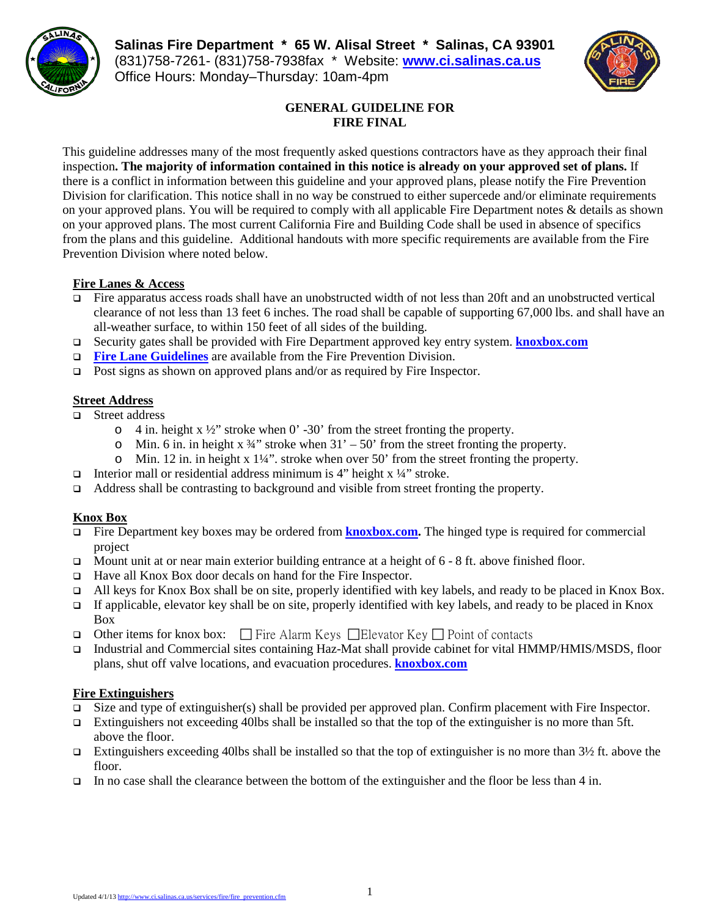**Salinas Fire Department * 65 W. Alisal Street * Salinas, CA 93901**
(831)758-7261- (831)758-7938fax * Website: **www.ci.salinas.ca.us**
Office Hours: Monday–Thursday: 10am-4pm

# GENERAL GUIDELINE FOR FIRE FINAL

This guideline addresses many of the most frequently asked questions contractors have as they approach their final inspection**. The majority of information contained in this notice is already on your approved set of plans.** If there is a conflict in information between this guideline and your approved plans, please notify the Fire Prevention Division for clarification. This notice shall in no way be construed to either supercede and/or eliminate requirements on your approved plans. You will be required to comply with all applicable Fire Department notes & details as shown on your approved plans. The most current California Fire and Building Code shall be used in absence of specifics from the plans and this guideline. Additional handouts with more specific requirements are available from the Fire Prevention Division where noted below.

## Fire Lanes & Access

- Fire apparatus access roads shall have an unobstructed width of not less than 20ft and an unobstructed vertical clearance of not less than 13 feet 6 inches. The road shall be capable of supporting 67,000 lbs. and shall have an all-weather surface, to within 150 feet of all sides of the building.
- Security gates shall be provided with Fire Department approved key entry system. **knoxbox.com**
- **Fire Lane Guidelines** are available from the Fire Prevention Division.
- Post signs as shown on approved plans and/or as required by Fire Inspector.

## Street Address

- Street address
  - 4 in. height x ½" stroke when 0' -30' from the street fronting the property.
  - Min. 6 in. in height x ¾" stroke when 31' – 50' from the street fronting the property.
  - Min. 12 in. in height x 1¼". stroke when over 50' from the street fronting the property.
- Interior mall or residential address minimum is 4" height x ¼" stroke.
- Address shall be contrasting to background and visible from street fronting the property.

## Knox Box

- Fire Department key boxes may be ordered from **knoxbox.com.** The hinged type is required for commercial project
- Mount unit at or near main exterior building entrance at a height of 6 - 8 ft. above finished floor.
- Have all Knox Box door decals on hand for the Fire Inspector.
- All keys for Knox Box shall be on site, properly identified with key labels, and ready to be placed in Knox Box.
- If applicable, elevator key shall be on site, properly identified with key labels, and ready to be placed in Knox Box
- Other items for knox box: ☐ Fire Alarm Keys ☐Elevator Key ☐ Point of contacts
- Industrial and Commercial sites containing Haz-Mat shall provide cabinet for vital HMMP/HMIS/MSDS, floor plans, shut off valve locations, and evacuation procedures. **knoxbox.com**

## Fire Extinguishers

- Size and type of extinguisher(s) shall be provided per approved plan. Confirm placement with Fire Inspector.
- Extinguishers not exceeding 40lbs shall be installed so that the top of the extinguisher is no more than 5ft. above the floor.
- Extinguishers exceeding 40lbs shall be installed so that the top of extinguisher is no more than 3½ ft. above the floor.
- In no case shall the clearance between the bottom of the extinguisher and the floor be less than 4 in.

Updated 4/1/13 http://www.ci.salinas.ca.us/services/fire/fire_prevention.cfm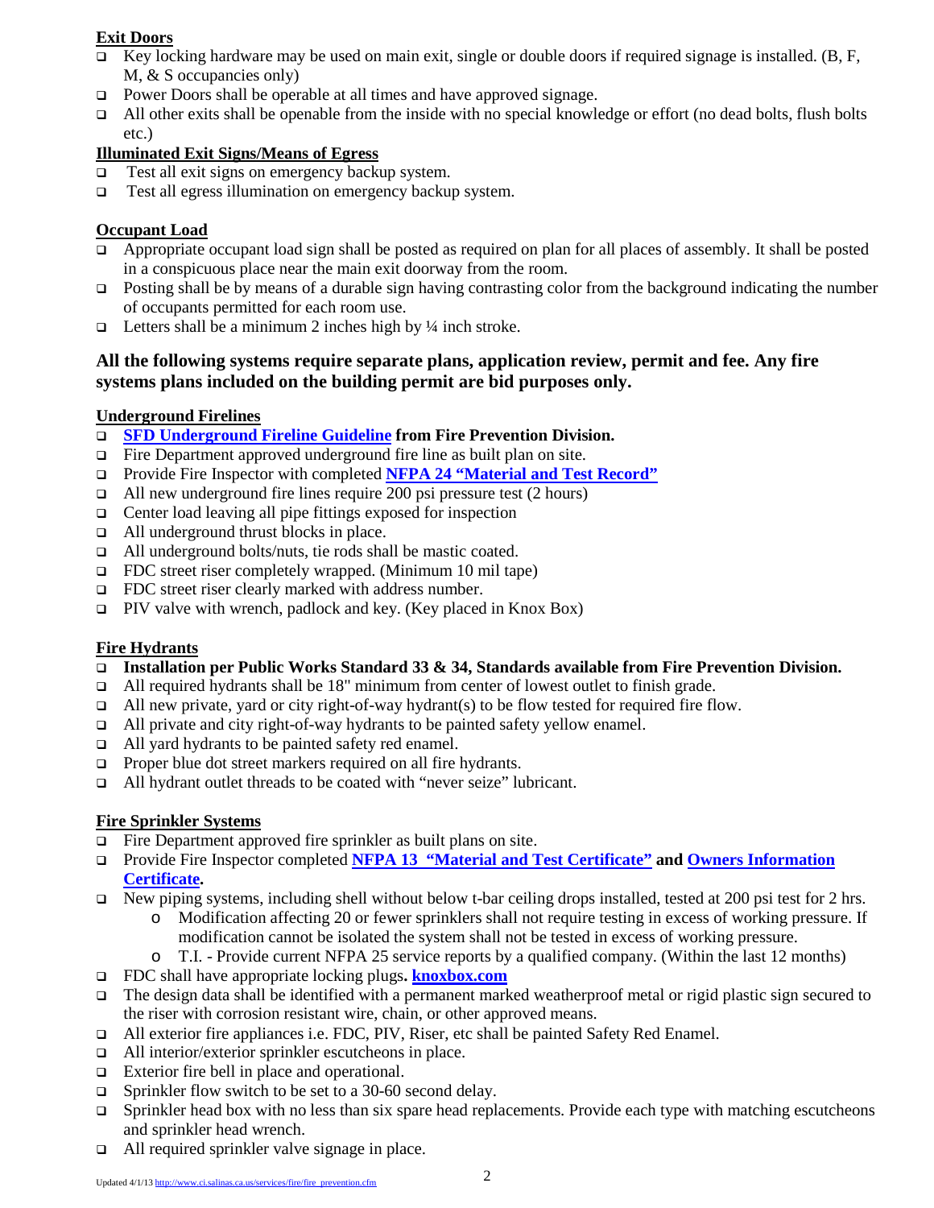### Exit Doors

- Key locking hardware may be used on main exit, single or double doors if required signage is installed. (B, F, M, & S occupancies only)
- Power Doors shall be operable at all times and have approved signage.
- All other exits shall be openable from the inside with no special knowledge or effort (no dead bolts, flush bolts etc.)

### Illuminated Exit Signs/Means of Egress

- Test all exit signs on emergency backup system.
- Test all egress illumination on emergency backup system.

### Occupant Load

- Appropriate occupant load sign shall be posted as required on plan for all places of assembly. It shall be posted in a conspicuous place near the main exit doorway from the room.
- Posting shall be by means of a durable sign having contrasting color from the background indicating the number of occupants permitted for each room use.
- Letters shall be a minimum 2 inches high by ¼ inch stroke.

## All the following systems require separate plans, application review, permit and fee. Any fire systems plans included on the building permit are bid purposes only.

### Underground Firelines

- **SFD Underground Fireline Guideline from Fire Prevention Division.**
- Fire Department approved underground fire line as built plan on site.
- Provide Fire Inspector with completed **NFPA 24 "Material and Test Record"**
- All new underground fire lines require 200 psi pressure test (2 hours)
- Center load leaving all pipe fittings exposed for inspection
- All underground thrust blocks in place.
- All underground bolts/nuts, tie rods shall be mastic coated.
- FDC street riser completely wrapped. (Minimum 10 mil tape)
- FDC street riser clearly marked with address number.
- PIV valve with wrench, padlock and key. (Key placed in Knox Box)

### Fire Hydrants

- **Installation per Public Works Standard 33 & 34, Standards available from Fire Prevention Division.**
- All required hydrants shall be 18" minimum from center of lowest outlet to finish grade.
- All new private, yard or city right-of-way hydrant(s) to be flow tested for required fire flow.
- All private and city right-of-way hydrants to be painted safety yellow enamel.
- All yard hydrants to be painted safety red enamel.
- Proper blue dot street markers required on all fire hydrants.
- All hydrant outlet threads to be coated with "never seize" lubricant.

### Fire Sprinkler Systems

- Fire Department approved fire sprinkler as built plans on site.
- Provide Fire Inspector completed **NFPA 13 "Material and Test Certificate"** **and** **Owners Information Certificate.**
- New piping systems, including shell without below t-bar ceiling drops installed, tested at 200 psi test for 2 hrs.
  - Modification affecting 20 or fewer sprinklers shall not require testing in excess of working pressure. If modification cannot be isolated the system shall not be tested in excess of working pressure.
  - T.I. - Provide current NFPA 25 service reports by a qualified company. (Within the last 12 months)
- FDC shall have appropriate locking plugs**. knoxbox.com**
- The design data shall be identified with a permanent marked weatherproof metal or rigid plastic sign secured to the riser with corrosion resistant wire, chain, or other approved means.
- All exterior fire appliances i.e. FDC, PIV, Riser, etc shall be painted Safety Red Enamel.
- All interior/exterior sprinkler escutcheons in place.
- Exterior fire bell in place and operational.
- Sprinkler flow switch to be set to a 30-60 second delay.
- Sprinkler head box with no less than six spare head replacements. Provide each type with matching escutcheons and sprinkler head wrench.
- All required sprinkler valve signage in place.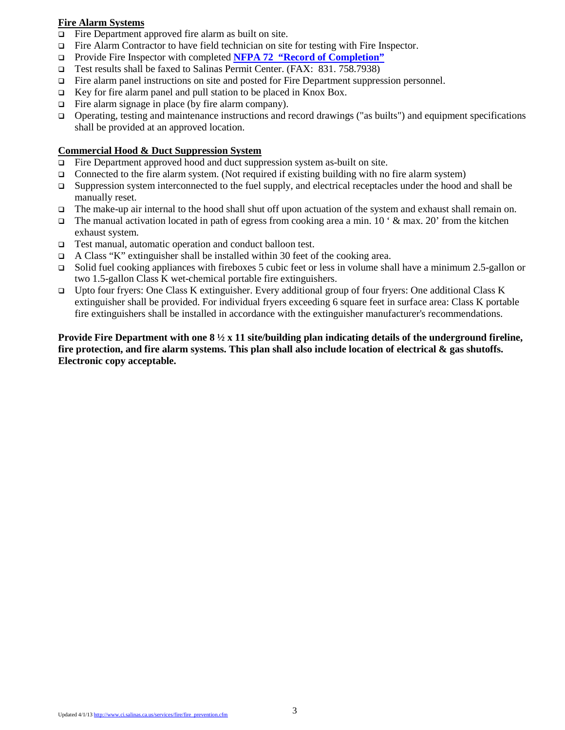**Fire Alarm Systems**

- Fire Department approved fire alarm as built on site.
- Fire Alarm Contractor to have field technician on site for testing with Fire Inspector.
- Provide Fire Inspector with completed **NFPA 72 "Record of Completion"**
- Test results shall be faxed to Salinas Permit Center. (FAX: 831. 758.7938)
- Fire alarm panel instructions on site and posted for Fire Department suppression personnel.
- Key for fire alarm panel and pull station to be placed in Knox Box.
- Fire alarm signage in place (by fire alarm company).
- Operating, testing and maintenance instructions and record drawings ("as builts") and equipment specifications shall be provided at an approved location.

**Commercial Hood & Duct Suppression System**

- Fire Department approved hood and duct suppression system as-built on site.
- Connected to the fire alarm system. (Not required if existing building with no fire alarm system)
- Suppression system interconnected to the fuel supply, and electrical receptacles under the hood and shall be manually reset.
- The make-up air internal to the hood shall shut off upon actuation of the system and exhaust shall remain on.
- The manual activation located in path of egress from cooking area a min. 10 ' & max. 20' from the kitchen exhaust system.
- Test manual, automatic operation and conduct balloon test.
- A Class "K" extinguisher shall be installed within 30 feet of the cooking area.
- Solid fuel cooking appliances with fireboxes 5 cubic feet or less in volume shall have a minimum 2.5-gallon or two 1.5-gallon Class K wet-chemical portable fire extinguishers.
- Upto four fryers: One Class K extinguisher. Every additional group of four fryers: One additional Class K extinguisher shall be provided. For individual fryers exceeding 6 square feet in surface area: Class K portable fire extinguishers shall be installed in accordance with the extinguisher manufacturer's recommendations.

**Provide Fire Department with one 8 ½ x 11 site/building plan indicating details of the underground fireline, fire protection, and fire alarm systems. This plan shall also include location of electrical & gas shutoffs. Electronic copy acceptable.**